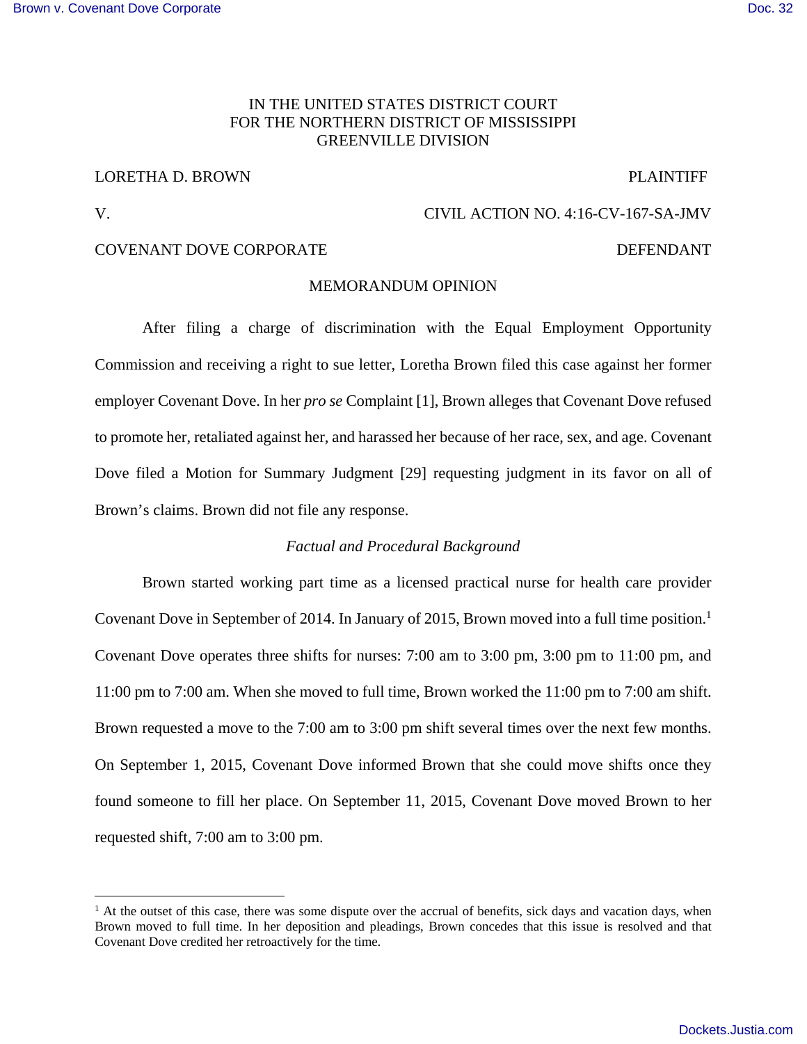IN THE UNITED STATES DISTRICT COURT
FOR THE NORTHERN DISTRICT OF MISSISSIPPI
GREENVILLE DIVISION

LORETHA D. BROWN PLAINTIFF

V. CIVIL ACTION NO. 4:16-CV-167-SA-JMV

COVENANT DOVE CORPORATE DEFENDANT

MEMORANDUM OPINION

After filing a charge of discrimination with the Equal Employment Opportunity Commission and receiving a right to sue letter, Loretha Brown filed this case against her former employer Covenant Dove. In her *pro se* Complaint [1], Brown alleges that Covenant Dove refused to promote her, retaliated against her, and harassed her because of her race, sex, and age. Covenant Dove filed a Motion for Summary Judgment [29] requesting judgment in its favor on all of Brown's claims. Brown did not file any response.

*Factual and Procedural Background*

Brown started working part time as a licensed practical nurse for health care provider Covenant Dove in September of 2014. In January of 2015, Brown moved into a full time position.[1] Covenant Dove operates three shifts for nurses: 7:00 am to 3:00 pm, 3:00 pm to 11:00 pm, and 11:00 pm to 7:00 am. When she moved to full time, Brown worked the 11:00 pm to 7:00 am shift. Brown requested a move to the 7:00 am to 3:00 pm shift several times over the next few months. On September 1, 2015, Covenant Dove informed Brown that she could move shifts once they found someone to fill her place. On September 11, 2015, Covenant Dove moved Brown to her requested shift, 7:00 am to 3:00 pm.

---

[1] At the outset of this case, there was some dispute over the accrual of benefits, sick days and vacation days, when Brown moved to full time. In her deposition and pleadings, Brown concedes that this issue is resolved and that Covenant Dove credited her retroactively for the time.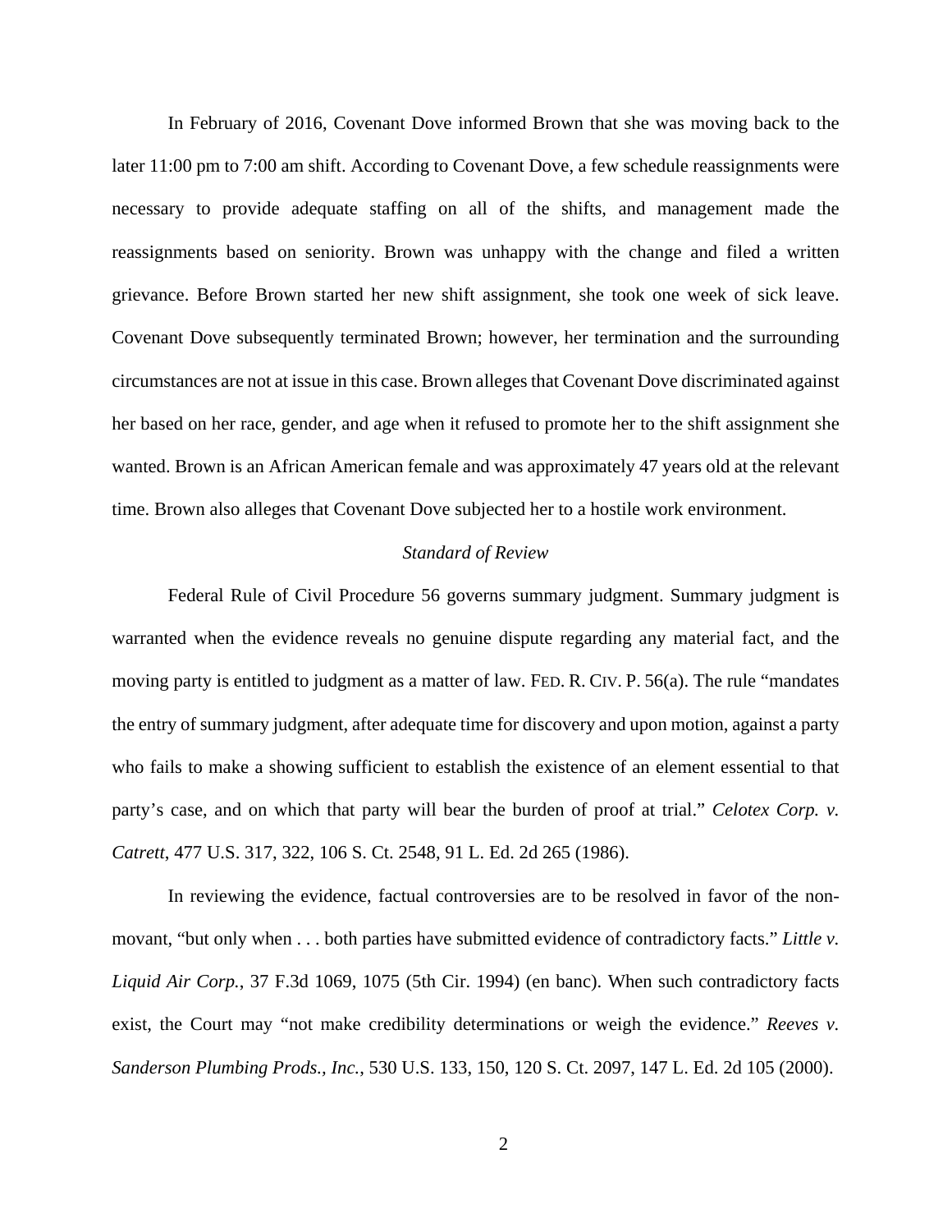In February of 2016, Covenant Dove informed Brown that she was moving back to the later 11:00 pm to 7:00 am shift. According to Covenant Dove, a few schedule reassignments were necessary to provide adequate staffing on all of the shifts, and management made the reassignments based on seniority. Brown was unhappy with the change and filed a written grievance. Before Brown started her new shift assignment, she took one week of sick leave. Covenant Dove subsequently terminated Brown; however, her termination and the surrounding circumstances are not at issue in this case. Brown alleges that Covenant Dove discriminated against her based on her race, gender, and age when it refused to promote her to the shift assignment she wanted. Brown is an African American female and was approximately 47 years old at the relevant time. Brown also alleges that Covenant Dove subjected her to a hostile work environment.

*Standard of Review*

Federal Rule of Civil Procedure 56 governs summary judgment. Summary judgment is warranted when the evidence reveals no genuine dispute regarding any material fact, and the moving party is entitled to judgment as a matter of law. FED. R. CIV. P. 56(a). The rule "mandates the entry of summary judgment, after adequate time for discovery and upon motion, against a party who fails to make a showing sufficient to establish the existence of an element essential to that party's case, and on which that party will bear the burden of proof at trial." *Celotex Corp. v. Catrett*, 477 U.S. 317, 322, 106 S. Ct. 2548, 91 L. Ed. 2d 265 (1986).

In reviewing the evidence, factual controversies are to be resolved in favor of the non-movant, "but only when . . . both parties have submitted evidence of contradictory facts." *Little v. Liquid Air Corp.*, 37 F.3d 1069, 1075 (5th Cir. 1994) (en banc). When such contradictory facts exist, the Court may "not make credibility determinations or weigh the evidence." *Reeves v. Sanderson Plumbing Prods., Inc.*, 530 U.S. 133, 150, 120 S. Ct. 2097, 147 L. Ed. 2d 105 (2000).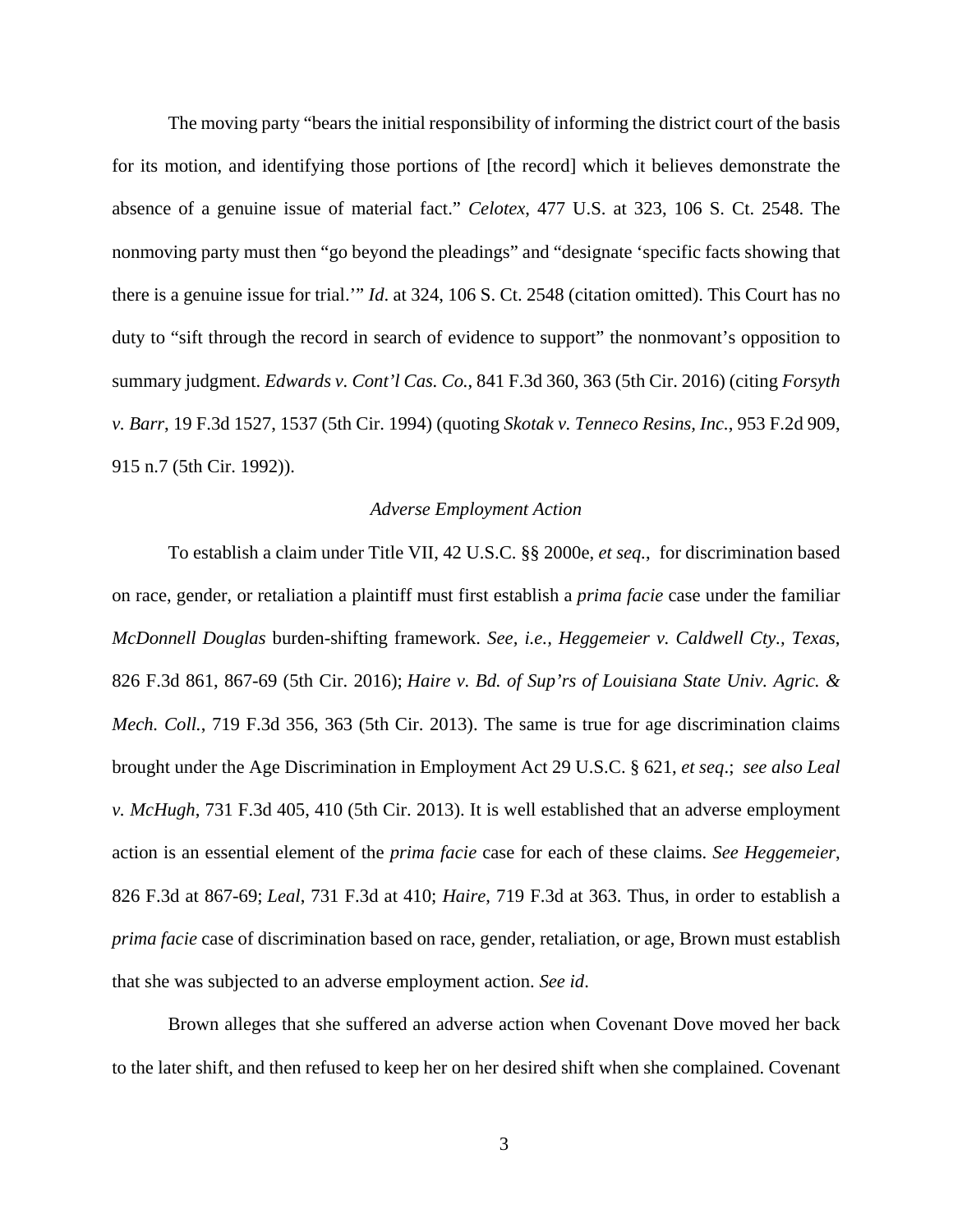The moving party "bears the initial responsibility of informing the district court of the basis for its motion, and identifying those portions of [the record] which it believes demonstrate the absence of a genuine issue of material fact." *Celotex*, 477 U.S. at 323, 106 S. Ct. 2548. The nonmoving party must then "go beyond the pleadings" and "designate 'specific facts showing that there is a genuine issue for trial.'" *Id*. at 324, 106 S. Ct. 2548 (citation omitted). This Court has no duty to "sift through the record in search of evidence to support" the nonmovant's opposition to summary judgment. *Edwards v. Cont'l Cas. Co.*, 841 F.3d 360, 363 (5th Cir. 2016) (citing *Forsyth v. Barr*, 19 F.3d 1527, 1537 (5th Cir. 1994) (quoting *Skotak v. Tenneco Resins, Inc.*, 953 F.2d 909, 915 n.7 (5th Cir. 1992)).

*Adverse Employment Action*

To establish a claim under Title VII, 42 U.S.C. §§ 2000e, *et seq.*, for discrimination based on race, gender, or retaliation a plaintiff must first establish a *prima facie* case under the familiar *McDonnell Douglas* burden-shifting framework. *See, i.e., Heggemeier v. Caldwell Cty., Texas*, 826 F.3d 861, 867-69 (5th Cir. 2016); *Haire v. Bd. of Sup'rs of Louisiana State Univ. Agric. & Mech. Coll.*, 719 F.3d 356, 363 (5th Cir. 2013). The same is true for age discrimination claims brought under the Age Discrimination in Employment Act 29 U.S.C. § 621, *et seq*.; *see also Leal v. McHugh*, 731 F.3d 405, 410 (5th Cir. 2013). It is well established that an adverse employment action is an essential element of the *prima facie* case for each of these claims. *See Heggemeier*, 826 F.3d at 867-69; *Leal*, 731 F.3d at 410; *Haire*, 719 F.3d at 363. Thus, in order to establish a *prima facie* case of discrimination based on race, gender, retaliation, or age, Brown must establish that she was subjected to an adverse employment action. *See id*.

Brown alleges that she suffered an adverse action when Covenant Dove moved her back to the later shift, and then refused to keep her on her desired shift when she complained. Covenant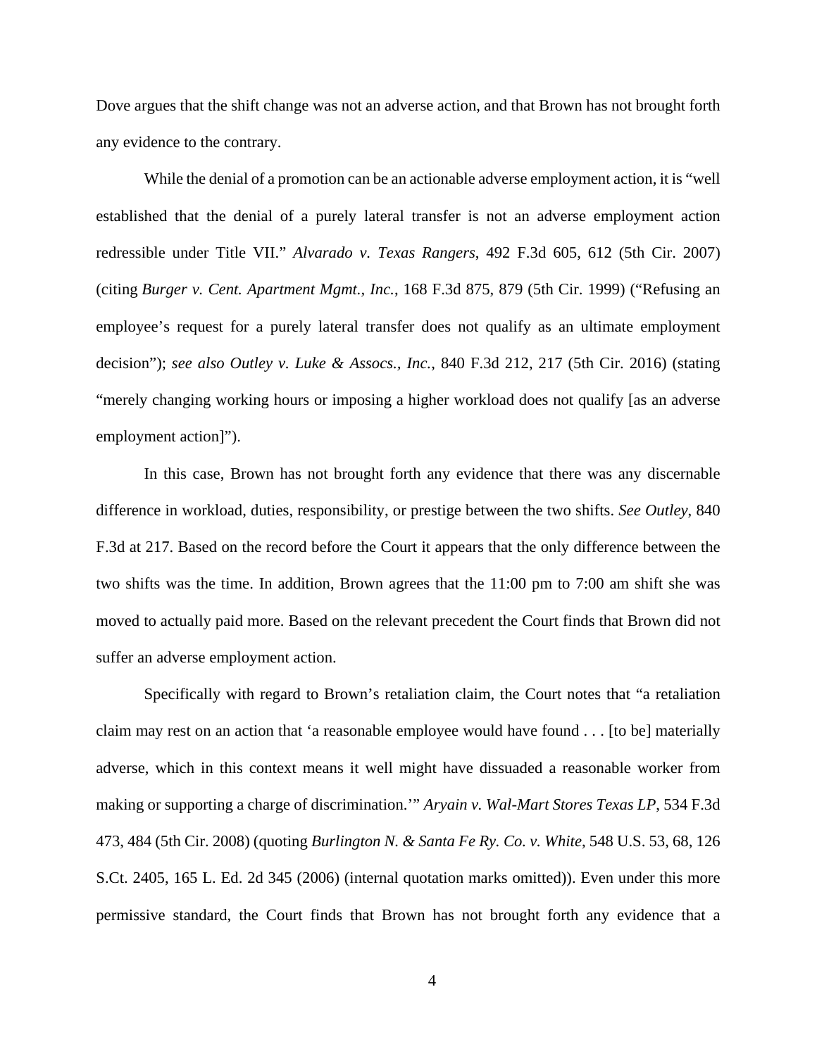Dove argues that the shift change was not an adverse action, and that Brown has not brought forth any evidence to the contrary.

While the denial of a promotion can be an actionable adverse employment action, it is "well established that the denial of a purely lateral transfer is not an adverse employment action redressible under Title VII." *Alvarado v. Texas Rangers*, 492 F.3d 605, 612 (5th Cir. 2007) (citing *Burger v. Cent. Apartment Mgmt., Inc.*, 168 F.3d 875, 879 (5th Cir. 1999) ("Refusing an employee's request for a purely lateral transfer does not qualify as an ultimate employment decision"); *see also Outley v. Luke & Assocs., Inc.*, 840 F.3d 212, 217 (5th Cir. 2016) (stating "merely changing working hours or imposing a higher workload does not qualify [as an adverse employment action]").

In this case, Brown has not brought forth any evidence that there was any discernable difference in workload, duties, responsibility, or prestige between the two shifts. *See Outley*, 840 F.3d at 217. Based on the record before the Court it appears that the only difference between the two shifts was the time. In addition, Brown agrees that the 11:00 pm to 7:00 am shift she was moved to actually paid more. Based on the relevant precedent the Court finds that Brown did not suffer an adverse employment action.

Specifically with regard to Brown's retaliation claim, the Court notes that "a retaliation claim may rest on an action that 'a reasonable employee would have found . . . [to be] materially adverse, which in this context means it well might have dissuaded a reasonable worker from making or supporting a charge of discrimination.'" *Aryain v. Wal-Mart Stores Texas LP*, 534 F.3d 473, 484 (5th Cir. 2008) (quoting *Burlington N. & Santa Fe Ry. Co. v. White*, 548 U.S. 53, 68, 126 S.Ct. 2405, 165 L. Ed. 2d 345 (2006) (internal quotation marks omitted)). Even under this more permissive standard, the Court finds that Brown has not brought forth any evidence that a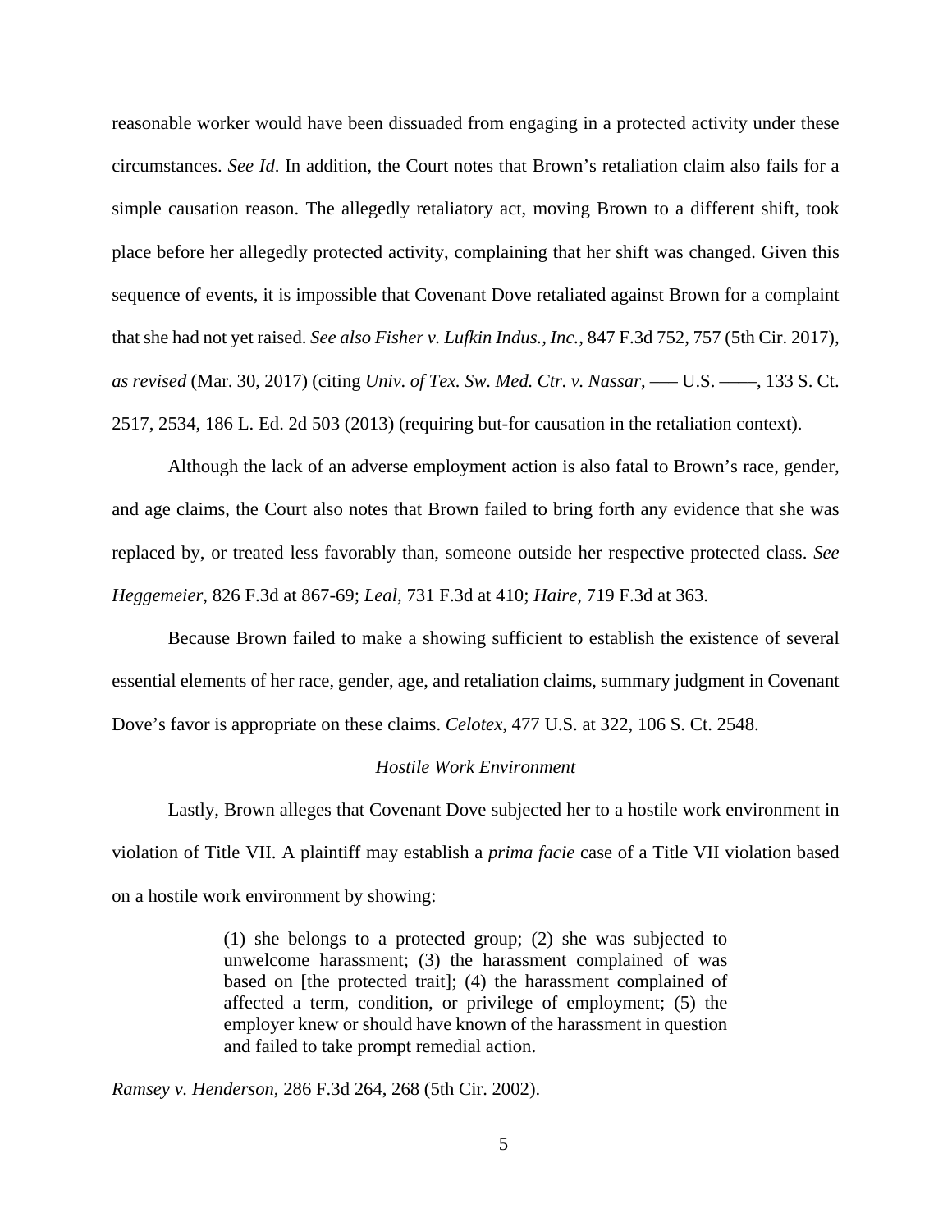reasonable worker would have been dissuaded from engaging in a protected activity under these circumstances. *See Id*. In addition, the Court notes that Brown's retaliation claim also fails for a simple causation reason. The allegedly retaliatory act, moving Brown to a different shift, took place before her allegedly protected activity, complaining that her shift was changed. Given this sequence of events, it is impossible that Covenant Dove retaliated against Brown for a complaint that she had not yet raised. *See also Fisher v. Lufkin Indus., Inc.*, 847 F.3d 752, 757 (5th Cir. 2017), *as revised* (Mar. 30, 2017) (citing *Univ. of Tex. Sw. Med. Ctr. v. Nassar*, ––– U.S. ––––, 133 S. Ct. 2517, 2534, 186 L. Ed. 2d 503 (2013) (requiring but-for causation in the retaliation context).

Although the lack of an adverse employment action is also fatal to Brown's race, gender, and age claims, the Court also notes that Brown failed to bring forth any evidence that she was replaced by, or treated less favorably than, someone outside her respective protected class. *See Heggemeier*, 826 F.3d at 867-69; *Leal*, 731 F.3d at 410; *Haire*, 719 F.3d at 363.

Because Brown failed to make a showing sufficient to establish the existence of several essential elements of her race, gender, age, and retaliation claims, summary judgment in Covenant Dove's favor is appropriate on these claims. *Celotex*, 477 U.S. at 322, 106 S. Ct. 2548.

*Hostile Work Environment*

Lastly, Brown alleges that Covenant Dove subjected her to a hostile work environment in violation of Title VII. A plaintiff may establish a *prima facie* case of a Title VII violation based on a hostile work environment by showing:

> (1) she belongs to a protected group; (2) she was subjected to unwelcome harassment; (3) the harassment complained of was based on [the protected trait]; (4) the harassment complained of affected a term, condition, or privilege of employment; (5) the employer knew or should have known of the harassment in question and failed to take prompt remedial action.

*Ramsey v. Henderson*, 286 F.3d 264, 268 (5th Cir. 2002).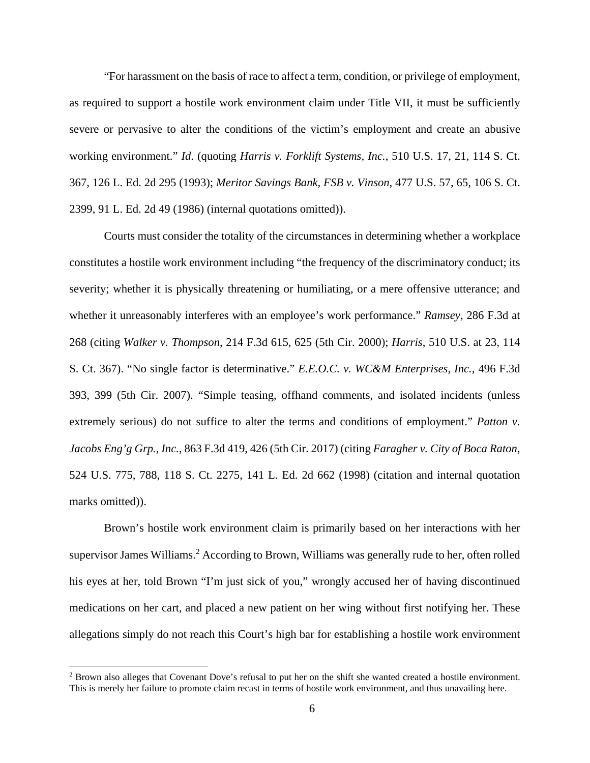"For harassment on the basis of race to affect a term, condition, or privilege of employment, as required to support a hostile work environment claim under Title VII, it must be sufficiently severe or pervasive to alter the conditions of the victim's employment and create an abusive working environment." *Id.* (quoting *Harris v. Forklift Systems, Inc.*, 510 U.S. 17, 21, 114 S. Ct. 367, 126 L. Ed. 2d 295 (1993); *Meritor Savings Bank, FSB v. Vinson*, 477 U.S. 57, 65, 106 S. Ct. 2399, 91 L. Ed. 2d 49 (1986) (internal quotations omitted)).

Courts must consider the totality of the circumstances in determining whether a workplace constitutes a hostile work environment including "the frequency of the discriminatory conduct; its severity; whether it is physically threatening or humiliating, or a mere offensive utterance; and whether it unreasonably interferes with an employee's work performance." *Ramsey*, 286 F.3d at 268 (citing *Walker v. Thompson*, 214 F.3d 615, 625 (5th Cir. 2000); *Harris*, 510 U.S. at 23, 114 S. Ct. 367). "No single factor is determinative." *E.E.O.C. v. WC&M Enterprises, Inc.*, 496 F.3d 393, 399 (5th Cir. 2007). "Simple teasing, offhand comments, and isolated incidents (unless extremely serious) do not suffice to alter the terms and conditions of employment." *Patton v. Jacobs Eng'g Grp., Inc.*, 863 F.3d 419, 426 (5th Cir. 2017) (citing *Faragher v. City of Boca Raton*, 524 U.S. 775, 788, 118 S. Ct. 2275, 141 L. Ed. 2d 662 (1998) (citation and internal quotation marks omitted)).

Brown's hostile work environment claim is primarily based on her interactions with her supervisor James Williams.[2] According to Brown, Williams was generally rude to her, often rolled his eyes at her, told Brown "I'm just sick of you," wrongly accused her of having discontinued medications on her cart, and placed a new patient on her wing without first notifying her. These allegations simply do not reach this Court's high bar for establishing a hostile work environment

---

[2] Brown also alleges that Covenant Dove's refusal to put her on the shift she wanted created a hostile environment. This is merely her failure to promote claim recast in terms of hostile work environment, and thus unavailing here.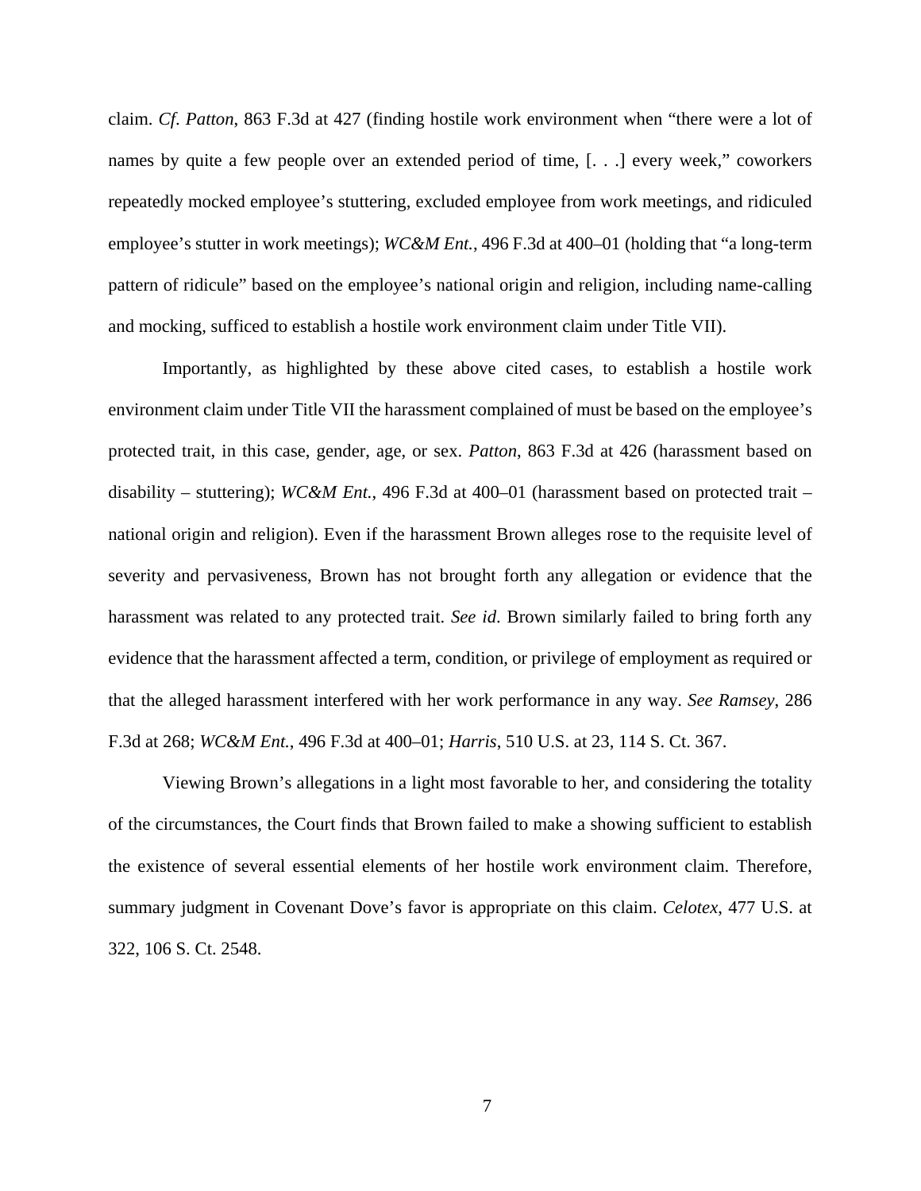claim. *Cf. Patton*, 863 F.3d at 427 (finding hostile work environment when "there were a lot of names by quite a few people over an extended period of time, [. . .] every week," coworkers repeatedly mocked employee's stuttering, excluded employee from work meetings, and ridiculed employee's stutter in work meetings); *WC&M Ent.*, 496 F.3d at 400–01 (holding that "a long-term pattern of ridicule" based on the employee's national origin and religion, including name-calling and mocking, sufficed to establish a hostile work environment claim under Title VII).

Importantly, as highlighted by these above cited cases, to establish a hostile work environment claim under Title VII the harassment complained of must be based on the employee's protected trait, in this case, gender, age, or sex. *Patton*, 863 F.3d at 426 (harassment based on disability – stuttering); *WC&M Ent.*, 496 F.3d at 400–01 (harassment based on protected trait – national origin and religion). Even if the harassment Brown alleges rose to the requisite level of severity and pervasiveness, Brown has not brought forth any allegation or evidence that the harassment was related to any protected trait. *See id*. Brown similarly failed to bring forth any evidence that the harassment affected a term, condition, or privilege of employment as required or that the alleged harassment interfered with her work performance in any way. *See Ramsey*, 286 F.3d at 268; *WC&M Ent.*, 496 F.3d at 400–01; *Harris*, 510 U.S. at 23, 114 S. Ct. 367.

Viewing Brown's allegations in a light most favorable to her, and considering the totality of the circumstances, the Court finds that Brown failed to make a showing sufficient to establish the existence of several essential elements of her hostile work environment claim. Therefore, summary judgment in Covenant Dove's favor is appropriate on this claim. *Celotex*, 477 U.S. at 322, 106 S. Ct. 2548.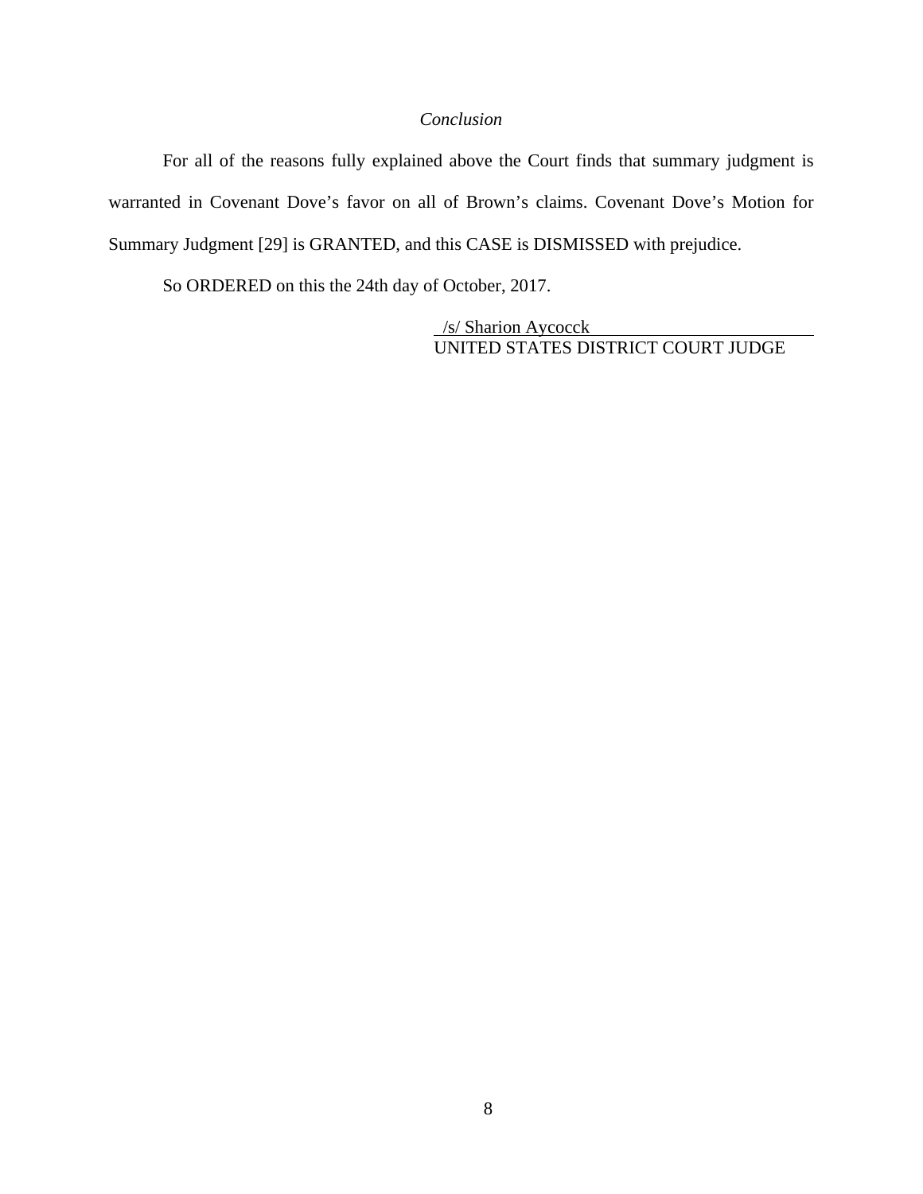*Conclusion*

For all of the reasons fully explained above the Court finds that summary judgment is warranted in Covenant Dove's favor on all of Brown's claims. Covenant Dove's Motion for Summary Judgment [29] is GRANTED, and this CASE is DISMISSED with prejudice.

So ORDERED on this the 24th day of October, 2017.

/s/ Sharion Aycocck
UNITED STATES DISTRICT COURT JUDGE